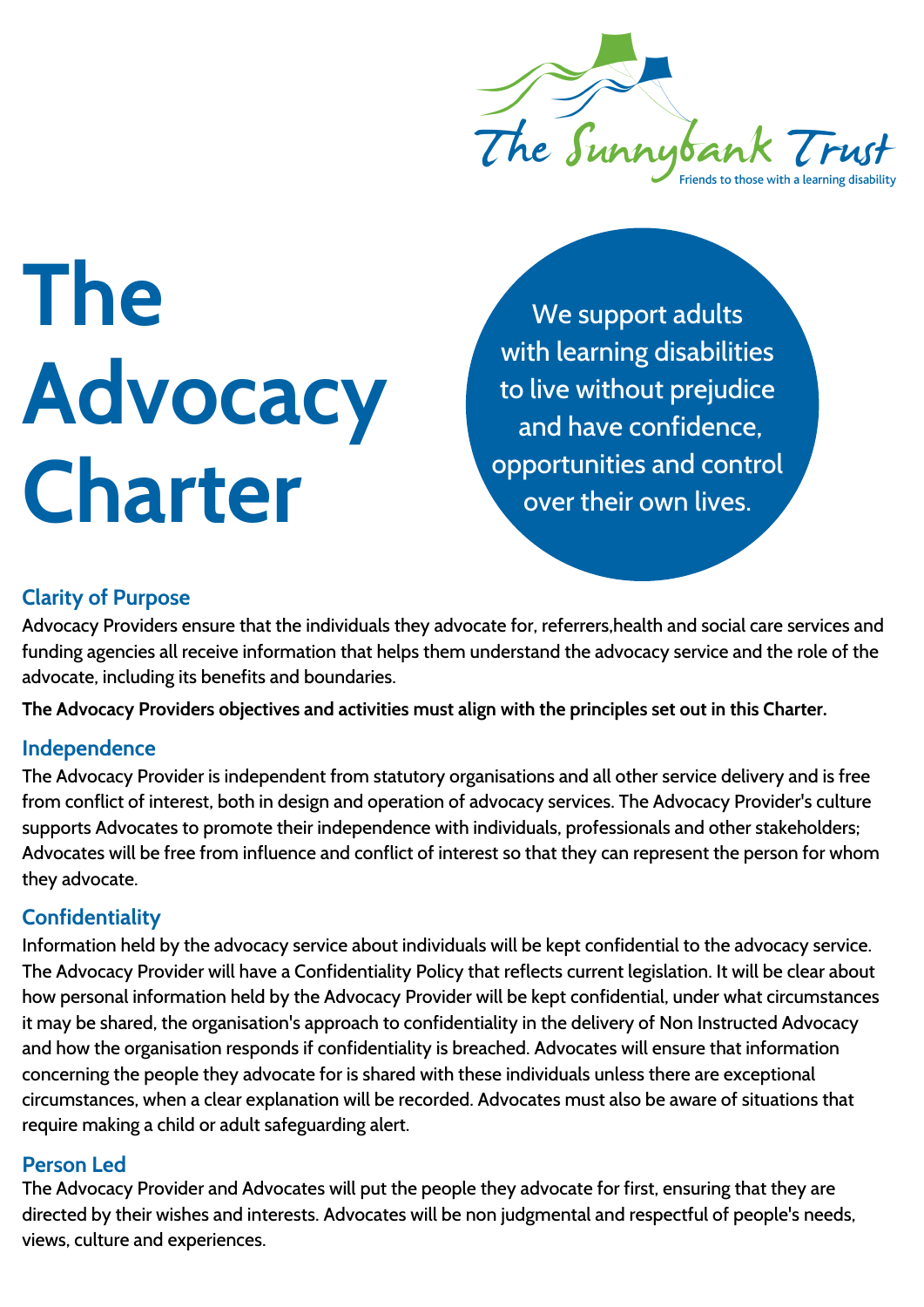The Sunnybank Trust

Friends to those with a learning disability

# The Advocacy Charter

We support adults with learning disabilities to live without prejudice and have confidence, opportunities and control over their own lives.

## Clarity of Purpose

Advocacy Providers ensure that the individuals they advocate for, referrers,health and social care services and funding agencies all receive information that helps them understand the advocacy service and the role of the advocate, including its benefits and boundaries.

**The Advocacy Providers objectives and activities must align with the principles set out in this Charter.**

## Independence

The Advocacy Provider is independent from statutory organisations and all other service delivery and is free from conflict of interest, both in design and operation of advocacy services. The Advocacy Provider's culture supports Advocates to promote their independence with individuals, professionals and other stakeholders; Advocates will be free from influence and conflict of interest so that they can represent the person for whom they advocate.

## Confidentiality

Information held by the advocacy service about individuals will be kept confidential to the advocacy service. The Advocacy Provider will have a Confidentiality Policy that reflects current legislation. It will be clear about how personal information held by the Advocacy Provider will be kept confidential, under what circumstances it may be shared, the organisation's approach to confidentiality in the delivery of Non Instructed Advocacy and how the organisation responds if confidentiality is breached. Advocates will ensure that information concerning the people they advocate for is shared with these individuals unless there are exceptional circumstances, when a clear explanation will be recorded. Advocates must also be aware of situations that require making a child or adult safeguarding alert.

## Person Led

The Advocacy Provider and Advocates will put the people they advocate for first, ensuring that they are directed by their wishes and interests. Advocates will be non judgmental and respectful of people's needs, views, culture and experiences.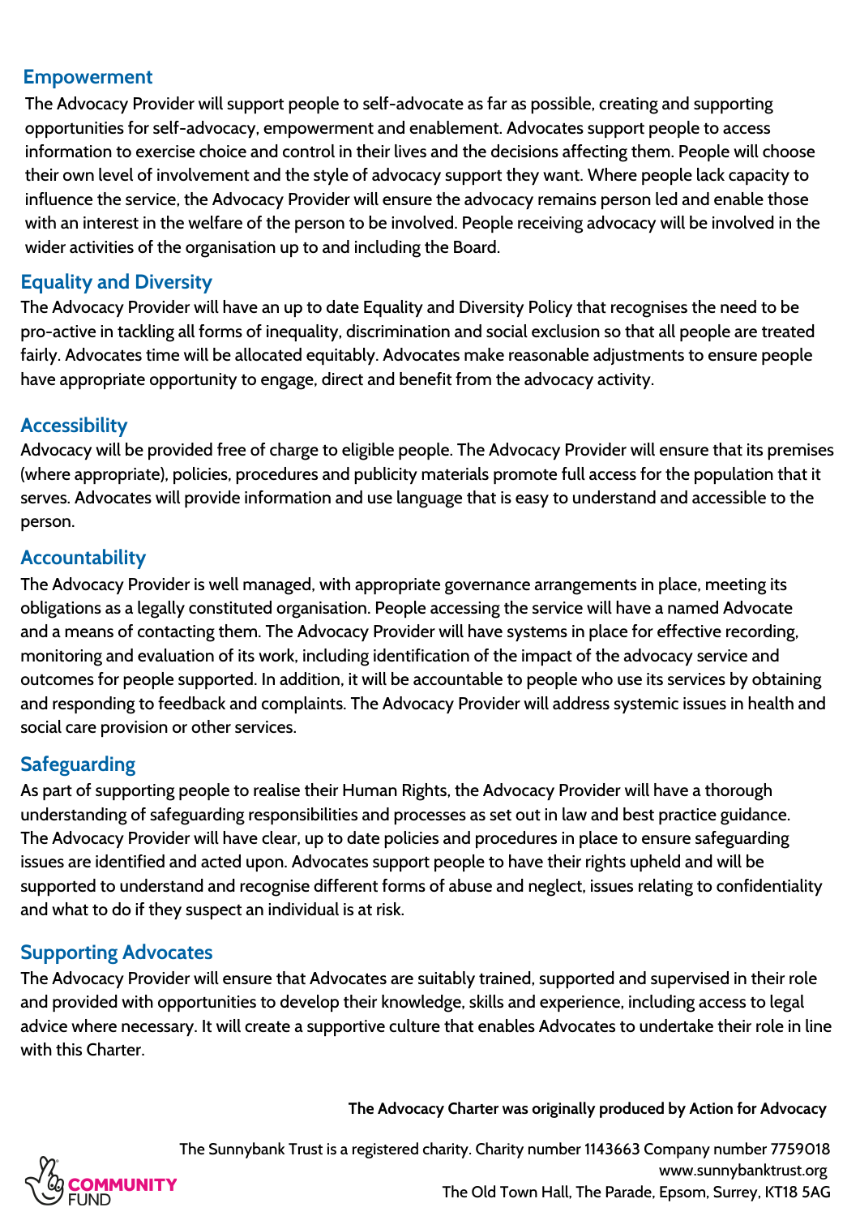## Empowerment

The Advocacy Provider will support people to self-advocate as far as possible, creating and supporting opportunities for self-advocacy, empowerment and enablement. Advocates support people to access information to exercise choice and control in their lives and the decisions affecting them. People will choose their own level of involvement and the style of advocacy support they want. Where people lack capacity to influence the service, the Advocacy Provider will ensure the advocacy remains person led and enable those with an interest in the welfare of the person to be involved. People receiving advocacy will be involved in the wider activities of the organisation up to and including the Board.

## Equality and Diversity

The Advocacy Provider will have an up to date Equality and Diversity Policy that recognises the need to be pro-active in tackling all forms of inequality, discrimination and social exclusion so that all people are treated fairly. Advocates time will be allocated equitably. Advocates make reasonable adjustments to ensure people have appropriate opportunity to engage, direct and benefit from the advocacy activity.

## Accessibility

Advocacy will be provided free of charge to eligible people. The Advocacy Provider will ensure that its premises (where appropriate), policies, procedures and publicity materials promote full access for the population that it serves. Advocates will provide information and use language that is easy to understand and accessible to the person.

## Accountability

The Advocacy Provider is well managed, with appropriate governance arrangements in place, meeting its obligations as a legally constituted organisation. People accessing the service will have a named Advocate and a means of contacting them. The Advocacy Provider will have systems in place for effective recording, monitoring and evaluation of its work, including identification of the impact of the advocacy service and outcomes for people supported. In addition, it will be accountable to people who use its services by obtaining and responding to feedback and complaints. The Advocacy Provider will address systemic issues in health and social care provision or other services.

## Safeguarding

As part of supporting people to realise their Human Rights, the Advocacy Provider will have a thorough understanding of safeguarding responsibilities and processes as set out in law and best practice guidance. The Advocacy Provider will have clear, up to date policies and procedures in place to ensure safeguarding issues are identified and acted upon. Advocates support people to have their rights upheld and will be supported to understand and recognise different forms of abuse and neglect, issues relating to confidentiality and what to do if they suspect an individual is at risk.

## Supporting Advocates

The Advocacy Provider will ensure that Advocates are suitably trained, supported and supervised in their role and provided with opportunities to develop their knowledge, skills and experience, including access to legal advice where necessary. It will create a supportive culture that enables Advocates to undertake their role in line with this Charter.

**The Advocacy Charter was originally produced by Action for Advocacy**

The Sunnybank Trust is a registered charity. Charity number 1143663 Company number 7759018
www.sunnybanktrust.org
The Old Town Hall, The Parade, Epsom, Surrey, KT18 5AG

COMMUNITY FUND